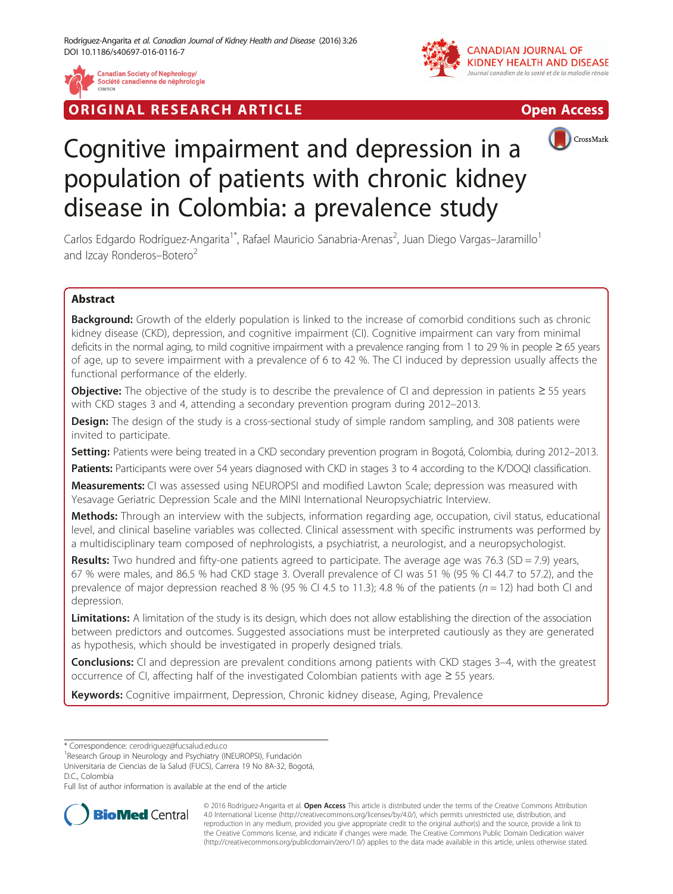ORIGINAL RESEARCH ARTICLE

Open Access

# Cognitive impairment and depression in a population of patients with chronic kidney disease in Colombia: a prevalence study

Carlos Edgardo Rodríguez-Angarita[1*], Rafael Mauricio Sanabria-Arenas[2], Juan Diego Vargas–Jaramillo[1] and Izcay Ronderos–Botero[2]

## Abstract

**Background:** Growth of the elderly population is linked to the increase of comorbid conditions such as chronic kidney disease (CKD), depression, and cognitive impairment (CI). Cognitive impairment can vary from minimal deficits in the normal aging, to mild cognitive impairment with a prevalence ranging from 1 to 29 % in people ≥ 65 years of age, up to severe impairment with a prevalence of 6 to 42 %. The CI induced by depression usually affects the functional performance of the elderly.

**Objective:** The objective of the study is to describe the prevalence of CI and depression in patients ≥ 55 years with CKD stages 3 and 4, attending a secondary prevention program during 2012–2013.

**Design:** The design of the study is a cross-sectional study of simple random sampling, and 308 patients were invited to participate.

**Setting:** Patients were being treated in a CKD secondary prevention program in Bogotá, Colombia, during 2012–2013.

**Patients:** Participants were over 54 years diagnosed with CKD in stages 3 to 4 according to the K/DOQI classification.

**Measurements:** CI was assessed using NEUROPSI and modified Lawton Scale; depression was measured with Yesavage Geriatric Depression Scale and the MINI International Neuropsychiatric Interview.

**Methods:** Through an interview with the subjects, information regarding age, occupation, civil status, educational level, and clinical baseline variables was collected. Clinical assessment with specific instruments was performed by a multidisciplinary team composed of nephrologists, a psychiatrist, a neurologist, and a neuropsychologist.

**Results:** Two hundred and fifty-one patients agreed to participate. The average age was 76.3 (SD = 7.9) years, 67 % were males, and 86.5 % had CKD stage 3. Overall prevalence of CI was 51 % (95 % CI 44.7 to 57.2), and the prevalence of major depression reached 8 % (95 % CI 4.5 to 11.3); 4.8 % of the patients (*n* = 12) had both CI and depression.

**Limitations:** A limitation of the study is its design, which does not allow establishing the direction of the association between predictors and outcomes. Suggested associations must be interpreted cautiously as they are generated as hypothesis, which should be investigated in properly designed trials.

**Conclusions:** CI and depression are prevalent conditions among patients with CKD stages 3–4, with the greatest occurrence of CI, affecting half of the investigated Colombian patients with age ≥ 55 years.

**Keywords:** Cognitive impairment, Depression, Chronic kidney disease, Aging, Prevalence

\* Correspondence: cerodriguez@fucsalud.edu.co

[1] Research Group in Neurology and Psychiatry (INEUROPSI), Fundación Universitaria de Ciencias de la Salud (FUCS), Carrera 19 No 8A-32, Bogotá, D.C., Colombia

Full list of author information is available at the end of the article

© 2016 Rodríguez-Angarita et al. **Open Access** This article is distributed under the terms of the Creative Commons Attribution 4.0 International License (http://creativecommons.org/licenses/by/4.0/), which permits unrestricted use, distribution, and reproduction in any medium, provided you give appropriate credit to the original author(s) and the source, provide a link to the Creative Commons license, and indicate if changes were made. The Creative Commons Public Domain Dedication waiver (http://creativecommons.org/publicdomain/zero/1.0/) applies to the data made available in this article, unless otherwise stated.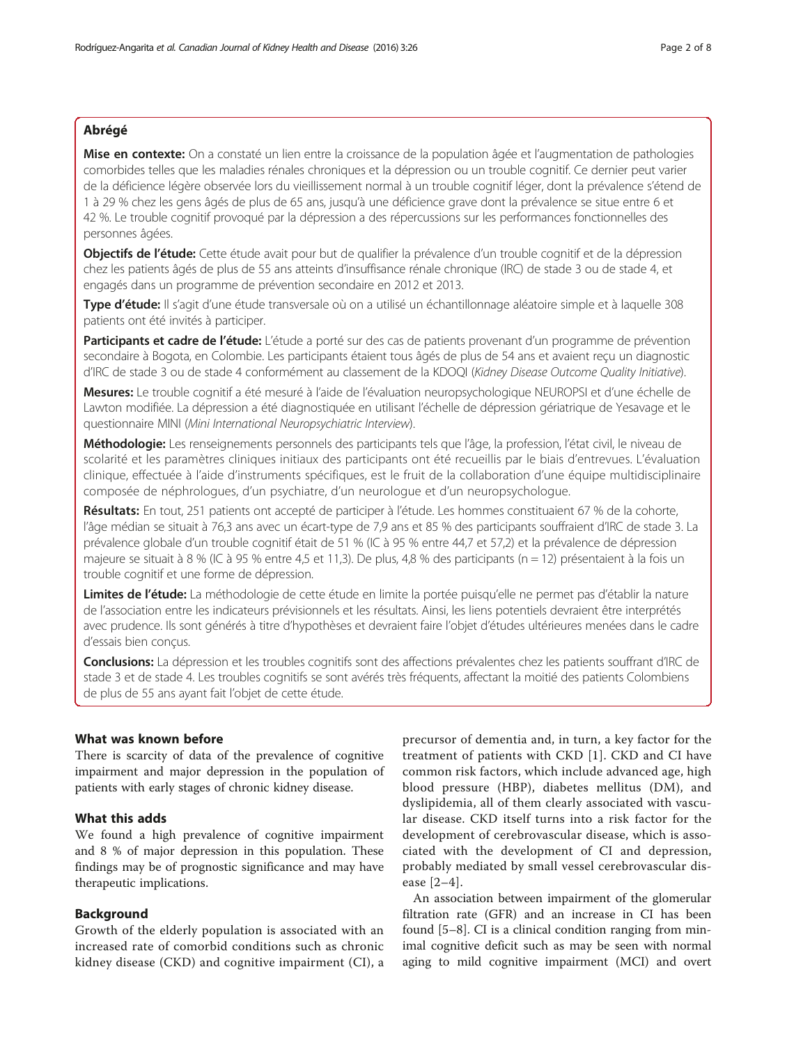## Abrégé

**Mise en contexte:** On a constaté un lien entre la croissance de la population âgée et l'augmentation de pathologies comorbides telles que les maladies rénales chroniques et la dépression ou un trouble cognitif. Ce dernier peut varier de la déficience légère observée lors du vieillissement normal à un trouble cognitif léger, dont la prévalence s'étend de 1 à 29 % chez les gens âgés de plus de 65 ans, jusqu'à une déficience grave dont la prévalence se situe entre 6 et 42 %. Le trouble cognitif provoqué par la dépression a des répercussions sur les performances fonctionnelles des personnes âgées.

**Objectifs de l'étude:** Cette étude avait pour but de qualifier la prévalence d'un trouble cognitif et de la dépression chez les patients âgés de plus de 55 ans atteints d'insuffisance rénale chronique (IRC) de stade 3 ou de stade 4, et engagés dans un programme de prévention secondaire en 2012 et 2013.

**Type d'étude:** Il s'agit d'une étude transversale où on a utilisé un échantillonnage aléatoire simple et à laquelle 308 patients ont été invités à participer.

**Participants et cadre de l'étude:** L'étude a porté sur des cas de patients provenant d'un programme de prévention secondaire à Bogota, en Colombie. Les participants étaient tous âgés de plus de 54 ans et avaient reçu un diagnostic d'IRC de stade 3 ou de stade 4 conformément au classement de la KDOQI (*Kidney Disease Outcome Quality Initiative*).

**Mesures:** Le trouble cognitif a été mesuré à l'aide de l'évaluation neuropsychologique NEUROPSI et d'une échelle de Lawton modifiée. La dépression a été diagnostiquée en utilisant l'échelle de dépression gériatrique de Yesavage et le questionnaire MINI (*Mini International Neuropsychiatric Interview*).

**Méthodologie:** Les renseignements personnels des participants tels que l'âge, la profession, l'état civil, le niveau de scolarité et les paramètres cliniques initiaux des participants ont été recueillis par le biais d'entrevues. L'évaluation clinique, effectuée à l'aide d'instruments spécifiques, est le fruit de la collaboration d'une équipe multidisciplinaire composée de néphrologues, d'un psychiatre, d'un neurologue et d'un neuropsychologue.

**Résultats:** En tout, 251 patients ont accepté de participer à l'étude. Les hommes constituaient 67 % de la cohorte, l'âge médian se situait à 76,3 ans avec un écart-type de 7,9 ans et 85 % des participants souffraient d'IRC de stade 3. La prévalence globale d'un trouble cognitif était de 51 % (IC à 95 % entre 44,7 et 57,2) et la prévalence de dépression majeure se situait à 8 % (IC à 95 % entre 4,5 et 11,3). De plus, 4,8 % des participants (n = 12) présentaient à la fois un trouble cognitif et une forme de dépression.

**Limites de l'étude:** La méthodologie de cette étude en limite la portée puisqu'elle ne permet pas d'établir la nature de l'association entre les indicateurs prévisionnels et les résultats. Ainsi, les liens potentiels devraient être interprétés avec prudence. Ils sont générés à titre d'hypothèses et devraient faire l'objet d'études ultérieures menées dans le cadre d'essais bien conçus.

**Conclusions:** La dépression et les troubles cognitifs sont des affections prévalentes chez les patients souffrant d'IRC de stade 3 et de stade 4. Les troubles cognitifs se sont avérés très fréquents, affectant la moitié des patients Colombiens de plus de 55 ans ayant fait l'objet de cette étude.

## What was known before

There is scarcity of data of the prevalence of cognitive impairment and major depression in the population of patients with early stages of chronic kidney disease.

## What this adds

We found a high prevalence of cognitive impairment and 8 % of major depression in this population. These findings may be of prognostic significance and may have therapeutic implications.

## Background

Growth of the elderly population is associated with an increased rate of comorbid conditions such as chronic kidney disease (CKD) and cognitive impairment (CI), a precursor of dementia and, in turn, a key factor for the treatment of patients with CKD [1]. CKD and CI have common risk factors, which include advanced age, high blood pressure (HBP), diabetes mellitus (DM), and dyslipidemia, all of them clearly associated with vascular disease. CKD itself turns into a risk factor for the development of cerebrovascular disease, which is associated with the development of CI and depression, probably mediated by small vessel cerebrovascular disease [2–4].

An association between impairment of the glomerular filtration rate (GFR) and an increase in CI has been found [5–8]. CI is a clinical condition ranging from minimal cognitive deficit such as may be seen with normal aging to mild cognitive impairment (MCI) and overt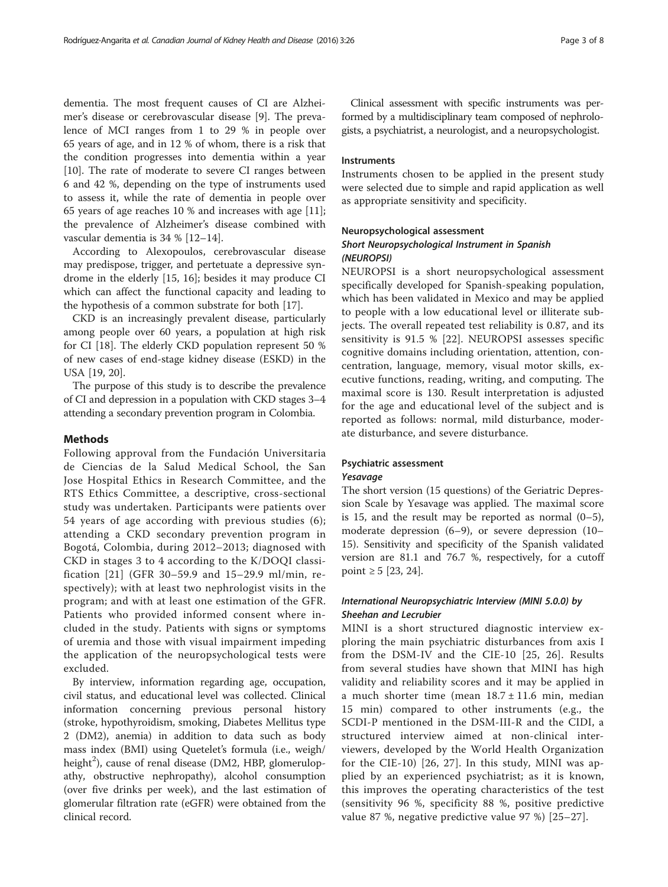dementia. The most frequent causes of CI are Alzheimer's disease or cerebrovascular disease [9]. The prevalence of MCI ranges from 1 to 29 % in people over 65 years of age, and in 12 % of whom, there is a risk that the condition progresses into dementia within a year [10]. The rate of moderate to severe CI ranges between 6 and 42 %, depending on the type of instruments used to assess it, while the rate of dementia in people over 65 years of age reaches 10 % and increases with age [11]; the prevalence of Alzheimer's disease combined with vascular dementia is 34 % [12–14].

According to Alexopoulos, cerebrovascular disease may predispose, trigger, and pertetuate a depressive syndrome in the elderly [15, 16]; besides it may produce CI which can affect the functional capacity and leading to the hypothesis of a common substrate for both [17].

CKD is an increasingly prevalent disease, particularly among people over 60 years, a population at high risk for CI [18]. The elderly CKD population represent 50 % of new cases of end-stage kidney disease (ESKD) in the USA [19, 20].

The purpose of this study is to describe the prevalence of CI and depression in a population with CKD stages 3–4 attending a secondary prevention program in Colombia.

## Methods

Following approval from the Fundación Universitaria de Ciencias de la Salud Medical School, the San Jose Hospital Ethics in Research Committee, and the RTS Ethics Committee, a descriptive, cross-sectional study was undertaken. Participants were patients over 54 years of age according with previous studies (6); attending a CKD secondary prevention program in Bogotá, Colombia, during 2012–2013; diagnosed with CKD in stages 3 to 4 according to the K/DOQI classification [21] (GFR 30–59.9 and 15–29.9 ml/min, respectively); with at least two nephrologist visits in the program; and with at least one estimation of the GFR. Patients who provided informed consent where included in the study. Patients with signs or symptoms of uremia and those with visual impairment impeding the application of the neuropsychological tests were excluded.

By interview, information regarding age, occupation, civil status, and educational level was collected. Clinical information concerning previous personal history (stroke, hypothyroidism, smoking, Diabetes Mellitus type 2 (DM2), anemia) in addition to data such as body mass index (BMI) using Quetelet's formula (i.e., weigh/height$^2$), cause of renal disease (DM2, HBP, glomerulopathy, obstructive nephropathy), alcohol consumption (over five drinks per week), and the last estimation of glomerular filtration rate (eGFR) were obtained from the clinical record.

Clinical assessment with specific instruments was performed by a multidisciplinary team composed of nephrologists, a psychiatrist, a neurologist, and a neuropsychologist.

### Instruments

Instruments chosen to be applied in the present study were selected due to simple and rapid application as well as appropriate sensitivity and specificity.

### Neuropsychological assessment

#### *Short Neuropsychological Instrument in Spanish (NEUROPSI)*

NEUROPSI is a short neuropsychological assessment specifically developed for Spanish-speaking population, which has been validated in Mexico and may be applied to people with a low educational level or illiterate subjects. The overall repeated test reliability is 0.87, and its sensitivity is 91.5 % [22]. NEUROPSI assesses specific cognitive domains including orientation, attention, concentration, language, memory, visual motor skills, executive functions, reading, writing, and computing. The maximal score is 130. Result interpretation is adjusted for the age and educational level of the subject and is reported as follows: normal, mild disturbance, moderate disturbance, and severe disturbance.

### Psychiatric assessment

#### *Yesavage*

The short version (15 questions) of the Geriatric Depression Scale by Yesavage was applied. The maximal score is 15, and the result may be reported as normal (0–5), moderate depression (6–9), or severe depression (10–15). Sensitivity and specificity of the Spanish validated version are 81.1 and 76.7 %, respectively, for a cutoff point ≥ 5 [23, 24].

#### *International Neuropsychiatric Interview (MINI 5.0.0) by Sheehan and Lecrubier*

MINI is a short structured diagnostic interview exploring the main psychiatric disturbances from axis I from the DSM-IV and the CIE-10 [25, 26]. Results from several studies have shown that MINI has high validity and reliability scores and it may be applied in a much shorter time (mean 18.7 ± 11.6 min, median 15 min) compared to other instruments (e.g., the SCDI-P mentioned in the DSM-III-R and the CIDI, a structured interview aimed at non-clinical interviewers, developed by the World Health Organization for the CIE-10) [26, 27]. In this study, MINI was applied by an experienced psychiatrist; as it is known, this improves the operating characteristics of the test (sensitivity 96 %, specificity 88 %, positive predictive value 87 %, negative predictive value 97 %) [25–27].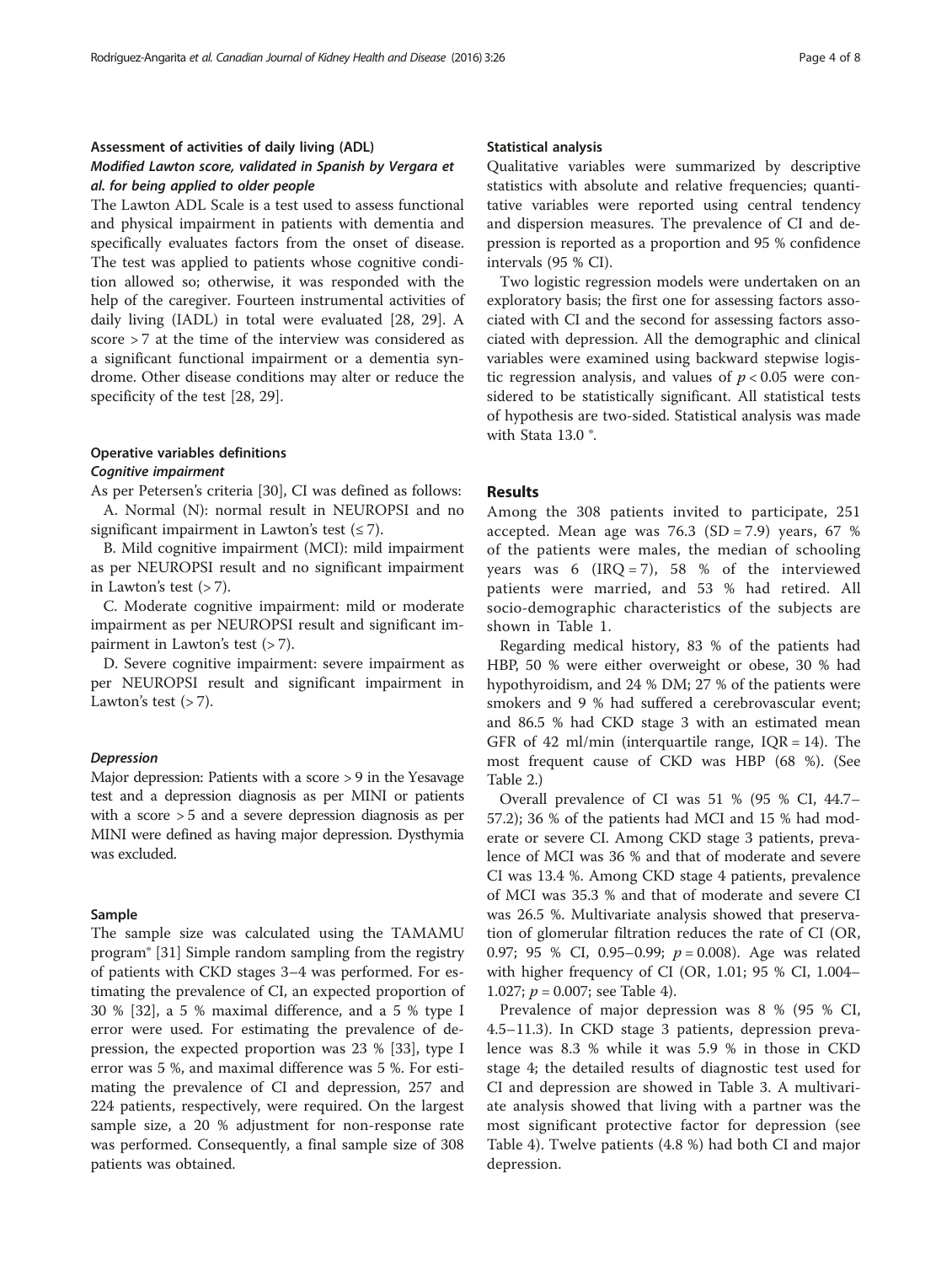### Assessment of activities of daily living (ADL)

#### *Modified Lawton score, validated in Spanish by Vergara et al. for being applied to older people*

The Lawton ADL Scale is a test used to assess functional and physical impairment in patients with dementia and specifically evaluates factors from the onset of disease. The test was applied to patients whose cognitive condition allowed so; otherwise, it was responded with the help of the caregiver. Fourteen instrumental activities of daily living (IADL) in total were evaluated [28, 29]. A score > 7 at the time of the interview was considered as a significant functional impairment or a dementia syndrome. Other disease conditions may alter or reduce the specificity of the test [28, 29].

### Operative variables definitions

#### *Cognitive impairment*

As per Petersen's criteria [30], CI was defined as follows:

A. Normal (N): normal result in NEUROPSI and no significant impairment in Lawton's test (≤ 7).

B. Mild cognitive impairment (MCI): mild impairment as per NEUROPSI result and no significant impairment in Lawton's test (> 7).

C. Moderate cognitive impairment: mild or moderate impairment as per NEUROPSI result and significant impairment in Lawton's test (> 7).

D. Severe cognitive impairment: severe impairment as per NEUROPSI result and significant impairment in Lawton's test (> 7).

#### *Depression*

Major depression: Patients with a score > 9 in the Yesavage test and a depression diagnosis as per MINI or patients with a score > 5 and a severe depression diagnosis as per MINI were defined as having major depression. Dysthymia was excluded.

### Sample

The sample size was calculated using the TAMAMU program® [31] Simple random sampling from the registry of patients with CKD stages 3–4 was performed. For estimating the prevalence of CI, an expected proportion of 30 % [32], a 5 % maximal difference, and a 5 % type I error were used. For estimating the prevalence of depression, the expected proportion was 23 % [33], type I error was 5 %, and maximal difference was 5 %. For estimating the prevalence of CI and depression, 257 and 224 patients, respectively, were required. On the largest sample size, a 20 % adjustment for non-response rate was performed. Consequently, a final sample size of 308 patients was obtained.

### Statistical analysis

Qualitative variables were summarized by descriptive statistics with absolute and relative frequencies; quantitative variables were reported using central tendency and dispersion measures. The prevalence of CI and depression is reported as a proportion and 95 % confidence intervals (95 % CI).

Two logistic regression models were undertaken on an exploratory basis; the first one for assessing factors associated with CI and the second for assessing factors associated with depression. All the demographic and clinical variables were examined using backward stepwise logistic regression analysis, and values of $p < 0.05$ were considered to be statistically significant. All statistical tests of hypothesis are two-sided. Statistical analysis was made with Stata 13.0 ®.

## Results

Among the 308 patients invited to participate, 251 accepted. Mean age was 76.3 (SD = 7.9) years, 67 % of the patients were males, the median of schooling years was 6 (IRQ = 7), 58 % of the interviewed patients were married, and 53 % had retired. All socio-demographic characteristics of the subjects are shown in Table 1.

Regarding medical history, 83 % of the patients had HBP, 50 % were either overweight or obese, 30 % had hypothyroidism, and 24 % DM; 27 % of the patients were smokers and 9 % had suffered a cerebrovascular event; and 86.5 % had CKD stage 3 with an estimated mean GFR of 42 ml/min (interquartile range, IQR = 14). The most frequent cause of CKD was HBP (68 %). (See Table 2.)

Overall prevalence of CI was 51 % (95 % CI, 44.7–57.2); 36 % of the patients had MCI and 15 % had moderate or severe CI. Among CKD stage 3 patients, prevalence of MCI was 36 % and that of moderate and severe CI was 13.4 %. Among CKD stage 4 patients, prevalence of MCI was 35.3 % and that of moderate and severe CI was 26.5 %. Multivariate analysis showed that preservation of glomerular filtration reduces the rate of CI (OR, 0.97; 95 % CI, 0.95–0.99; $p = 0.008$). Age was related with higher frequency of CI (OR, 1.01; 95 % CI, 1.004–1.027; $p = 0.007$; see Table 4).

Prevalence of major depression was 8 % (95 % CI, 4.5–11.3). In CKD stage 3 patients, depression prevalence was 8.3 % while it was 5.9 % in those in CKD stage 4; the detailed results of diagnostic test used for CI and depression are showed in Table 3. A multivariate analysis showed that living with a partner was the most significant protective factor for depression (see Table 4). Twelve patients (4.8 %) had both CI and major depression.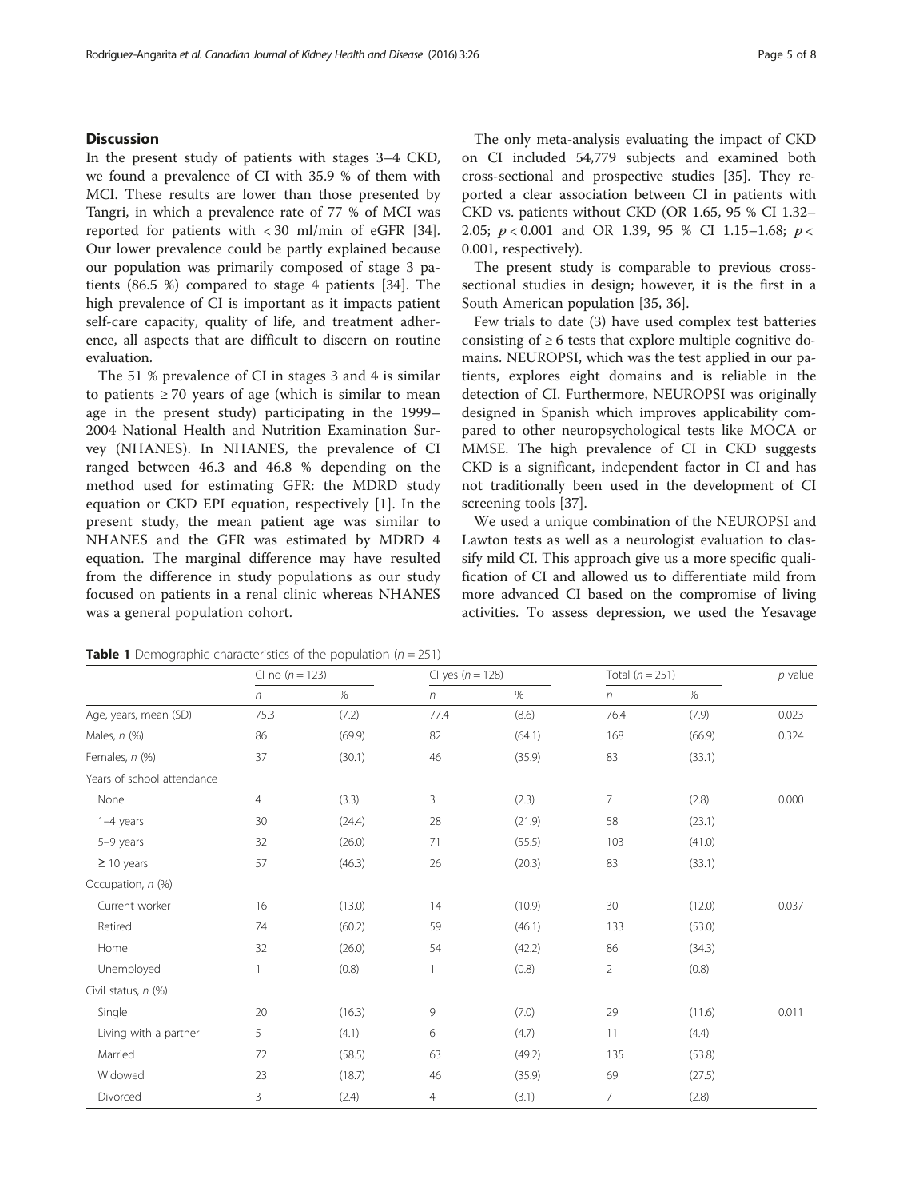## Discussion

In the present study of patients with stages 3–4 CKD, we found a prevalence of CI with 35.9 % of them with MCI. These results are lower than those presented by Tangri, in which a prevalence rate of 77 % of MCI was reported for patients with < 30 ml/min of eGFR [34]. Our lower prevalence could be partly explained because our population was primarily composed of stage 3 patients (86.5 %) compared to stage 4 patients [34]. The high prevalence of CI is important as it impacts patient self-care capacity, quality of life, and treatment adherence, all aspects that are difficult to discern on routine evaluation.

The 51 % prevalence of CI in stages 3 and 4 is similar to patients ≥ 70 years of age (which is similar to mean age in the present study) participating in the 1999–2004 National Health and Nutrition Examination Survey (NHANES). In NHANES, the prevalence of CI ranged between 46.3 and 46.8 % depending on the method used for estimating GFR: the MDRD study equation or CKD EPI equation, respectively [1]. In the present study, the mean patient age was similar to NHANES and the GFR was estimated by MDRD 4 equation. The marginal difference may have resulted from the difference in study populations as our study focused on patients in a renal clinic whereas NHANES was a general population cohort.

The only meta-analysis evaluating the impact of CKD on CI included 54,779 subjects and examined both cross-sectional and prospective studies [35]. They reported a clear association between CI in patients with CKD vs. patients without CKD (OR 1.65, 95 % CI 1.32–2.05; $p < 0.001$ and OR 1.39, 95 % CI 1.15–1.68; $p < 0.001$, respectively).

The present study is comparable to previous cross-sectional studies in design; however, it is the first in a South American population [35, 36].

Few trials to date (3) have used complex test batteries consisting of ≥ 6 tests that explore multiple cognitive domains. NEUROPSI, which was the test applied in our patients, explores eight domains and is reliable in the detection of CI. Furthermore, NEUROPSI was originally designed in Spanish which improves applicability compared to other neuropsychological tests like MOCA or MMSE. The high prevalence of CI in CKD suggests CKD is a significant, independent factor in CI and has not traditionally been used in the development of CI screening tools [37].

We used a unique combination of the NEUROPSI and Lawton tests as well as a neurologist evaluation to classify mild CI. This approach give us a more specific qualification of CI and allowed us to differentiate mild from more advanced CI based on the compromise of living activities. To assess depression, we used the Yesavage

**Table 1** Demographic characteristics of the population (*n* = 251)

| | CI no (*n* = 123) | | CI yes (*n* = 128) | | Total (*n* = 251) | | *p* value |
|---|---|---|---|---|---|---|---|
| | *n* | % | *n* | % | *n* | % | |
| Age, years, mean (SD) | 75.3 | (7.2) | 77.4 | (8.6) | 76.4 | (7.9) | 0.023 |
| Males, *n* (%) | 86 | (69.9) | 82 | (64.1) | 168 | (66.9) | 0.324 |
| Females, *n* (%) | 37 | (30.1) | 46 | (35.9) | 83 | (33.1) | |
| Years of school attendance | | | | | | | |
| None | 4 | (3.3) | 3 | (2.3) | 7 | (2.8) | 0.000 |
| 1–4 years | 30 | (24.4) | 28 | (21.9) | 58 | (23.1) | |
| 5–9 years | 32 | (26.0) | 71 | (55.5) | 103 | (41.0) | |
| ≥ 10 years | 57 | (46.3) | 26 | (20.3) | 83 | (33.1) | |
| Occupation, *n* (%) | | | | | | | |
| Current worker | 16 | (13.0) | 14 | (10.9) | 30 | (12.0) | 0.037 |
| Retired | 74 | (60.2) | 59 | (46.1) | 133 | (53.0) | |
| Home | 32 | (26.0) | 54 | (42.2) | 86 | (34.3) | |
| Unemployed | 1 | (0.8) | 1 | (0.8) | 2 | (0.8) | |
| Civil status, *n* (%) | | | | | | | |
| Single | 20 | (16.3) | 9 | (7.0) | 29 | (11.6) | 0.011 |
| Living with a partner | 5 | (4.1) | 6 | (4.7) | 11 | (4.4) | |
| Married | 72 | (58.5) | 63 | (49.2) | 135 | (53.8) | |
| Widowed | 23 | (18.7) | 46 | (35.9) | 69 | (27.5) | |
| Divorced | 3 | (2.4) | 4 | (3.1) | 7 | (2.8) | |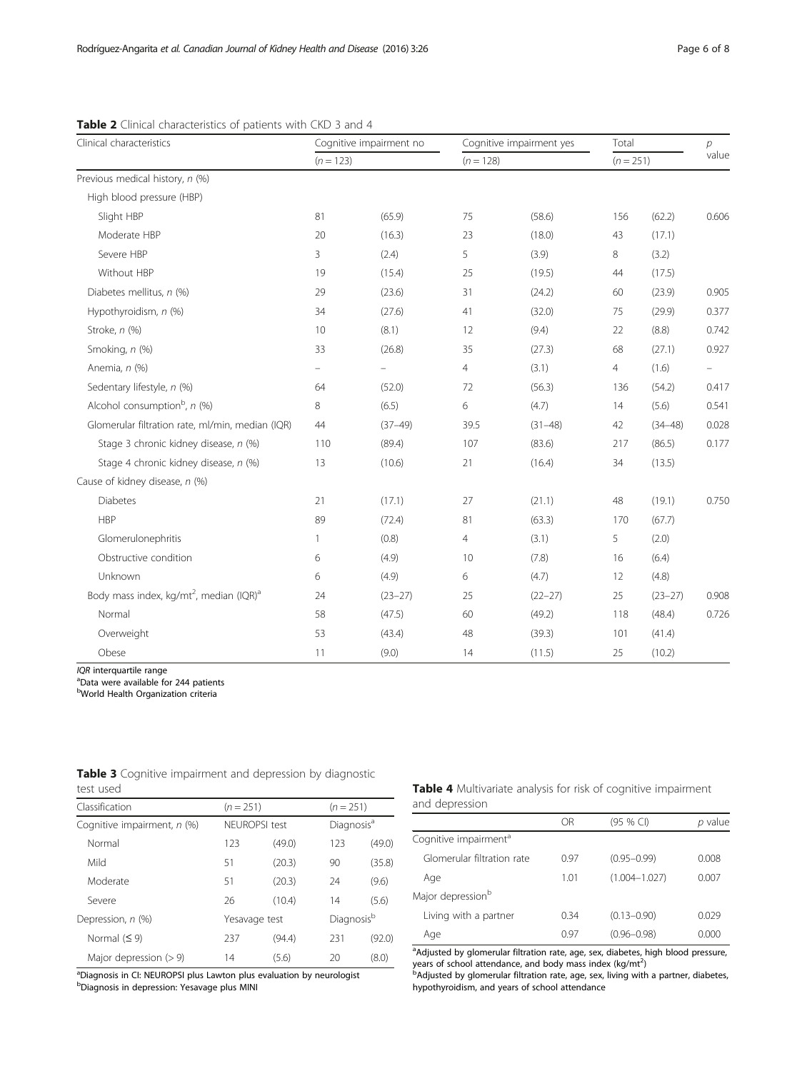**Table 2** Clinical characteristics of patients with CKD 3 and 4

| Clinical characteristics | Cognitive impairment no | | Cognitive impairment yes | | Total | | *p* value |
|---|---|---|---|---|---|---|---|
| | (*n* = 123) | | (*n* = 128) | | (*n* = 251) | | |
| Previous medical history, *n* (%) | | | | | | | |
| High blood pressure (HBP) | | | | | | | |
| Slight HBP | 81 | (65.9) | 75 | (58.6) | 156 | (62.2) | 0.606 |
| Moderate HBP | 20 | (16.3) | 23 | (18.0) | 43 | (17.1) | |
| Severe HBP | 3 | (2.4) | 5 | (3.9) | 8 | (3.2) | |
| Without HBP | 19 | (15.4) | 25 | (19.5) | 44 | (17.5) | |
| Diabetes mellitus, *n* (%) | 29 | (23.6) | 31 | (24.2) | 60 | (23.9) | 0.905 |
| Hypothyroidism, *n* (%) | 34 | (27.6) | 41 | (32.0) | 75 | (29.9) | 0.377 |
| Stroke, *n* (%) | 10 | (8.1) | 12 | (9.4) | 22 | (8.8) | 0.742 |
| Smoking, *n* (%) | 33 | (26.8) | 35 | (27.3) | 68 | (27.1) | 0.927 |
| Anemia, *n* (%) | – | – | 4 | (3.1) | 4 | (1.6) | – |
| Sedentary lifestyle, *n* (%) | 64 | (52.0) | 72 | (56.3) | 136 | (54.2) | 0.417 |
| Alcohol consumption[b], *n* (%) | 8 | (6.5) | 6 | (4.7) | 14 | (5.6) | 0.541 |
| Glomerular filtration rate, ml/min, median (IQR) | 44 | (37–49) | 39.5 | (31–48) | 42 | (34–48) | 0.028 |
| Stage 3 chronic kidney disease, *n* (%) | 110 | (89.4) | 107 | (83.6) | 217 | (86.5) | 0.177 |
| Stage 4 chronic kidney disease, *n* (%) | 13 | (10.6) | 21 | (16.4) | 34 | (13.5) | |
| Cause of kidney disease, *n* (%) | | | | | | | |
| Diabetes | 21 | (17.1) | 27 | (21.1) | 48 | (19.1) | 0.750 |
| HBP | 89 | (72.4) | 81 | (63.3) | 170 | (67.7) | |
| Glomerulonephritis | 1 | (0.8) | 4 | (3.1) | 5 | (2.0) | |
| Obstructive condition | 6 | (4.9) | 10 | (7.8) | 16 | (6.4) | |
| Unknown | 6 | (4.9) | 6 | (4.7) | 12 | (4.8) | |
| Body mass index, kg/mt$^2$, median (IQR)[a] | 24 | (23–27) | 25 | (22–27) | 25 | (23–27) | 0.908 |
| Normal | 58 | (47.5) | 60 | (49.2) | 118 | (48.4) | 0.726 |
| Overweight | 53 | (43.4) | 48 | (39.3) | 101 | (41.4) | |
| Obese | 11 | (9.0) | 14 | (11.5) | 25 | (10.2) | |

*IQR* interquartile range
[a]Data were available for 244 patients
[b]World Health Organization criteria

**Table 3** Cognitive impairment and depression by diagnostic test used

| Classification | (*n* = 251) | | (*n* = 251) | |
|---|---|---|---|---|
| Cognitive impairment, *n* (%) | NEUROPSI test | | Diagnosis[a] | |
| Normal | 123 | (49.0) | 123 | (49.0) |
| Mild | 51 | (20.3) | 90 | (35.8) |
| Moderate | 51 | (20.3) | 24 | (9.6) |
| Severe | 26 | (10.4) | 14 | (5.6) |
| Depression, *n* (%) | Yesavage test | | Diagnosis[b] | |
| Normal (≤ 9) | 237 | (94.4) | 231 | (92.0) |
| Major depression (> 9) | 14 | (5.6) | 20 | (8.0) |

[a]Diagnosis in CI: NEUROPSI plus Lawton plus evaluation by neurologist
[b]Diagnosis in depression: Yesavage plus MINI

**Table 4** Multivariate analysis for risk of cognitive impairment and depression

| | OR | (95 % CI) | *p* value |
|---|---|---|---|
| Cognitive impairment[a] | | | |
| Glomerular filtration rate | 0.97 | (0.95–0.99) | 0.008 |
| Age | 1.01 | (1.004–1.027) | 0.007 |
| Major depression[b] | | | |
| Living with a partner | 0.34 | (0.13–0.90) | 0.029 |
| Age | 0.97 | (0.96–0.98) | 0.000 |

[a]Adjusted by glomerular filtration rate, age, sex, diabetes, high blood pressure, years of school attendance, and body mass index (kg/mt$^2$)
[b]Adjusted by glomerular filtration rate, age, sex, living with a partner, diabetes, hypothyroidism, and years of school attendance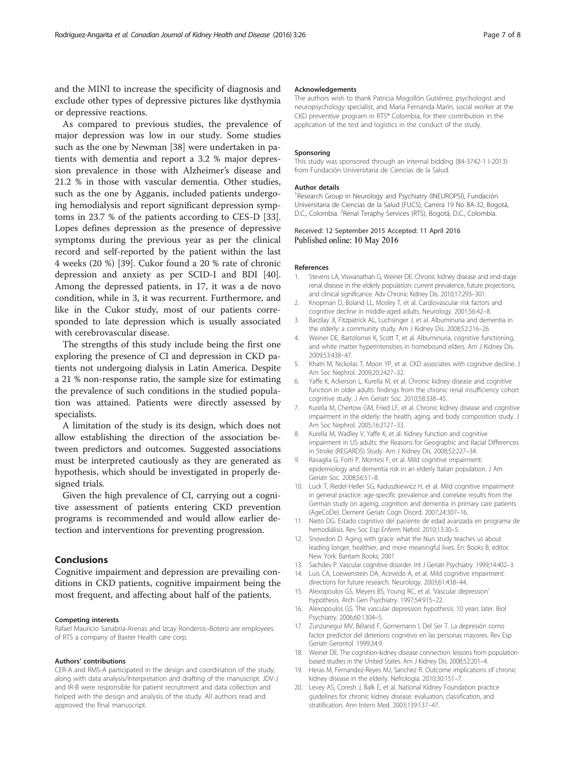and the MINI to increase the specificity of diagnosis and exclude other types of depressive pictures like dysthymia or depressive reactions.

As compared to previous studies, the prevalence of major depression was low in our study. Some studies such as the one by Newman [38] were undertaken in patients with dementia and report a 3.2 % major depression prevalence in those with Alzheimer's disease and 21.2 % in those with vascular dementia. Other studies, such as the one by Agganis, included patients undergoing hemodialysis and report significant depression symptoms in 23.7 % of the patients according to CES-D [33]. Lopes defines depression as the presence of depressive symptoms during the previous year as per the clinical record and self-reported by the patient within the last 4 weeks (20 %) [39]. Cukor found a 20 % rate of chronic depression and anxiety as per SCID-I and BDI [40]. Among the depressed patients, in 17, it was a de novo condition, while in 3, it was recurrent. Furthermore, and like in the Cukor study, most of our patients corresponded to late depression which is usually associated with cerebrovascular disease.

The strengths of this study include being the first one exploring the presence of CI and depression in CKD patients not undergoing dialysis in Latin America. Despite a 21 % non-response ratio, the sample size for estimating the prevalence of such conditions in the studied population was attained. Patients were directly assessed by specialists.

A limitation of the study is its design, which does not allow establishing the direction of the association between predictors and outcomes. Suggested associations must be interpreted cautiously as they are generated as hypothesis, which should be investigated in properly designed trials.

Given the high prevalence of CI, carrying out a cognitive assessment of patients entering CKD prevention programs is recommended and would allow earlier detection and interventions for preventing progression.

## Conclusions

Cognitive impairment and depression are prevailing conditions in CKD patients, cognitive impairment being the most frequent, and affecting about half of the patients.

#### Competing interests

Rafael Mauricio Sanabria-Arenas and Izcay Ronderos–Botero are employees of RTS a company of Baxter Health care corp.

#### Authors' contributions

CER-A and RMS-A participated in the design and coordination of the study, along with data analysis/interpretation and drafting of the manuscript. JDV-J and IR-B were responsible for patient recruitment and data collection and helped with the design and analysis of the study. All authors read and approved the final manuscript.

#### Acknowledgements

The authors wish to thank Patricia Mogollón Gutiérrez, psychologist and neuropsychology specialist, and Maria Fernanda Marìn, social worker at the CKD preventive program in RTS® Colombia, for their contribution in the application of the test and logistics in the conduct of the study.

#### Sponsoring

This study was sponsored through an internal bidding (84-3742-1 I-2013) from Fundación Universitaria de Ciencias de la Salud.

#### Author details

[1]Research Group in Neurology and Psychiatry (INEUROPSI), Fundación Universitaria de Ciencias de la Salud (FUCS), Carrera 19 No 8A-32, Bogotá, D.C., Colombia. [2]Renal Teraphy Services (RTS), Bogotá, D.C., Colombia.

Received: 12 September 2015 Accepted: 11 April 2016
Published online: 10 May 2016

#### References

1. Stevens LA, Viswanathan G, Weiner DE. Chronic kidney disease and end-stage renal disease in the elderly population: current prevalence, future projections, and clinical significance. Adv Chronic Kidney Dis. 2010;17:293–301.
2. Knopman D, Boland LL, Mosley T, et al. Cardiovascular risk factors and cognitive decline in middle-aged adults. Neurology. 2001;56:42–8.
3. Barzilay JI, Fitzpatrick AL, Luchsinger J, et al. Albuminuria and dementia in the elderly: a community study. Am J Kidney Dis. 2008;52:216–26.
4. Weiner DE, Bartolomei K, Scott T, et al. Albuminuria, cognitive functioning, and white matter hyperintensities in homebound elders. Am J Kidney Dis. 2009;53:438–47.
5. Khatri M, Nickolas T, Moon YP, et al. CKD associates with cognitive decline. J Am Soc Nephrol. 2009;20:2427–32.
6. Yaffe K, Ackerson L, Kurella M, et al. Chronic kidney disease and cognitive function in older adults: findings from the chronic renal insufficiency cohort cognitive study. J Am Geriatr Soc. 2010;58:338–45.
7. Kurella M, Chertow GM, Fried LF, et al. Chronic kidney disease and cognitive impairment in the elderly: the health, aging, and body composition study. J Am Soc Nephrol. 2005;16:2127–33.
8. Kurella M, Wadley V, Yaffe K, et al. Kidney function and cognitive impairment in US adults: the Reasons for Geographic and Racial Differences in Stroke (REGARDS) Study. Am J Kidney Dis. 2008;52:227–34.
9. Ravaglia G, Forti P, Montesi F, et al. Mild cognitive impairment: epidemiology and dementia risk in an elderly Italian population. J Am Geriatr Soc. 2008;56:51–8.
10. Luck T, Riedel-Heller SG, Kaduszkiewicz H, et al. Mild cognitive impairment in general practice: age-specific prevalence and correlate results from the German study on ageing, cognition and dementia in primary care patients (AgeCoDe). Dement Geriatr Cogn Disord. 2007;24:307–16.
11. Nieto DG. Estado cognitivo del paciente de edad avanzada en programa de hemodiálisis. Rev Soc Esp Enferm Nefrol. 2010;13:30–5.
12. Snowdon D. Aging with grace: what the Nun study teaches us about leading longer, healthier, and more meaningful lives. En: Books B, editor. New York: Bantam Books; 2001
13. Sachdev P. Vascular cognitive disorder. Int J Geriatr Psychiatry. 1999;14:402–3.
14. Luis CA, Loewenstein DA, Acevedo A, et al. Mild cognitive impairment: directions for future research. Neurology. 2003;61:438–44.
15. Alexopoulos GS, Meyers BS, Young RC, et al. 'Vascular depression' hypothesis. Arch Gen Psychiatry. 1997;54:915–22.
16. Alexopoulos GS. The vascular depression hypothesis: 10 years later. Biol Psychiatry. 2006;60:1304–5.
17. Zunzunegui MV, Béland F, Gornemann I, Del Ser T. La depresión como factor predictor del deterioro cognitivo en las personas mayores. Rev Esp Geriatr Gerontol. 1999;34:9.
18. Weiner DE. The cognition-kidney disease connection: lessons from population-based studies in the United States. Am J Kidney Dis. 2008;52:201–4.
19. Heras M, Fernandez-Reyes MJ, Sanchez R. Outcome implications of chronic kidney disease in the elderly. Nefrologia. 2010;30:151–7.
20. Levey AS, Coresh J, Balk E, et al. National Kidney Foundation practice guidelines for chronic kidney disease: evaluation, classification, and stratification. Ann Intern Med. 2003;139:137–47.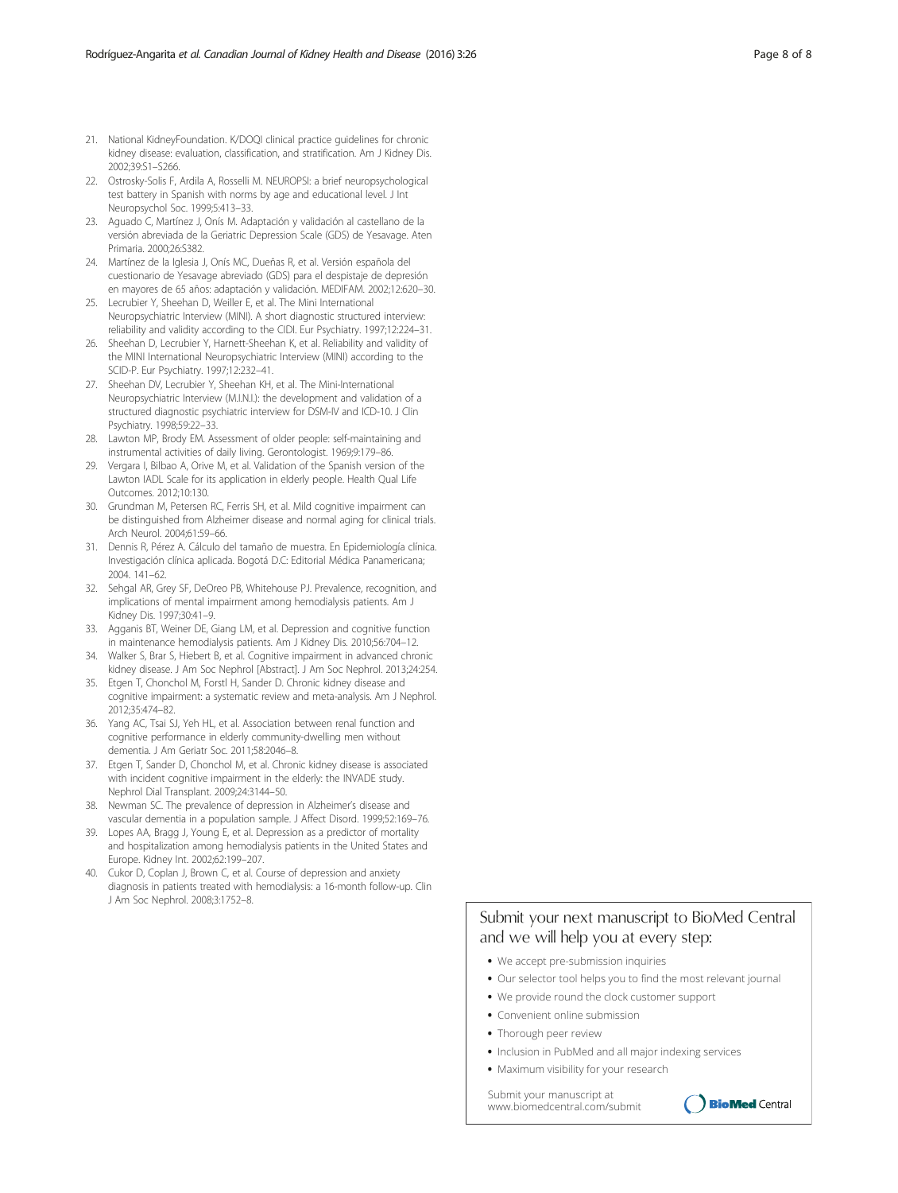21. National KidneyFoundation. K/DOQI clinical practice guidelines for chronic kidney disease: evaluation, classification, and stratification. Am J Kidney Dis. 2002;39:S1–S266.
22. Ostrosky-Solis F, Ardila A, Rosselli M. NEUROPSI: a brief neuropsychological test battery in Spanish with norms by age and educational level. J Int Neuropsychol Soc. 1999;5:413–33.
23. Aguado C, Martínez J, Onís M. Adaptación y validación al castellano de la versión abreviada de la Geriatric Depression Scale (GDS) de Yesavage. Aten Primaria. 2000;26:S382.
24. Martínez de la Iglesia J, Onís MC, Dueñas R, et al. Versión española del cuestionario de Yesavage abreviado (GDS) para el despistaje de depresión en mayores de 65 años: adaptación y validación. MEDIFAM. 2002;12:620–30.
25. Lecrubier Y, Sheehan D, Weiller E, et al. The Mini International Neuropsychiatric Interview (MINI). A short diagnostic structured interview: reliability and validity according to the CIDI. Eur Psychiatry. 1997;12:224–31.
26. Sheehan D, Lecrubier Y, Harnett-Sheehan K, et al. Reliability and validity of the MINI International Neuropsychiatric Interview (MINI) according to the SCID-P. Eur Psychiatry. 1997;12:232–41.
27. Sheehan DV, Lecrubier Y, Sheehan KH, et al. The Mini-International Neuropsychiatric Interview (M.I.N.I.): the development and validation of a structured diagnostic psychiatric interview for DSM-IV and ICD-10. J Clin Psychiatry. 1998;59:22–33.
28. Lawton MP, Brody EM. Assessment of older people: self-maintaining and instrumental activities of daily living. Gerontologist. 1969;9:179–86.
29. Vergara I, Bilbao A, Orive M, et al. Validation of the Spanish version of the Lawton IADL Scale for its application in elderly people. Health Qual Life Outcomes. 2012;10:130.
30. Grundman M, Petersen RC, Ferris SH, et al. Mild cognitive impairment can be distinguished from Alzheimer disease and normal aging for clinical trials. Arch Neurol. 2004;61:59–66.
31. Dennis R, Pérez A. Cálculo del tamaño de muestra. En Epidemiología clínica. Investigación clínica aplicada. Bogotá D.C: Editorial Médica Panamericana; 2004. 141–62.
32. Sehgal AR, Grey SF, DeOreo PB, Whitehouse PJ. Prevalence, recognition, and implications of mental impairment among hemodialysis patients. Am J Kidney Dis. 1997;30:41–9.
33. Agganis BT, Weiner DE, Giang LM, et al. Depression and cognitive function in maintenance hemodialysis patients. Am J Kidney Dis. 2010;56:704–12.
34. Walker S, Brar S, Hiebert B, et al. Cognitive impairment in advanced chronic kidney disease. J Am Soc Nephrol [Abstract]. J Am Soc Nephrol. 2013;24:254.
35. Etgen T, Chonchol M, Forstl H, Sander D. Chronic kidney disease and cognitive impairment: a systematic review and meta-analysis. Am J Nephrol. 2012;35:474–82.
36. Yang AC, Tsai SJ, Yeh HL, et al. Association between renal function and cognitive performance in elderly community-dwelling men without dementia. J Am Geriatr Soc. 2011;58:2046–8.
37. Etgen T, Sander D, Chonchol M, et al. Chronic kidney disease is associated with incident cognitive impairment in the elderly: the INVADE study. Nephrol Dial Transplant. 2009;24:3144–50.
38. Newman SC. The prevalence of depression in Alzheimer's disease and vascular dementia in a population sample. J Affect Disord. 1999;52:169–76.
39. Lopes AA, Bragg J, Young E, et al. Depression as a predictor of mortality and hospitalization among hemodialysis patients in the United States and Europe. Kidney Int. 2002;62:199–207.
40. Cukor D, Coplan J, Brown C, et al. Course of depression and anxiety diagnosis in patients treated with hemodialysis: a 16-month follow-up. Clin J Am Soc Nephrol. 2008;3:1752–8.

Submit your next manuscript to BioMed Central and we will help you at every step:

- We accept pre-submission inquiries
- Our selector tool helps you to find the most relevant journal
- We provide round the clock customer support
- Convenient online submission
- Thorough peer review
- Inclusion in PubMed and all major indexing services
- Maximum visibility for your research

Submit your manuscript at www.biomedcentral.com/submit

BioMed Central